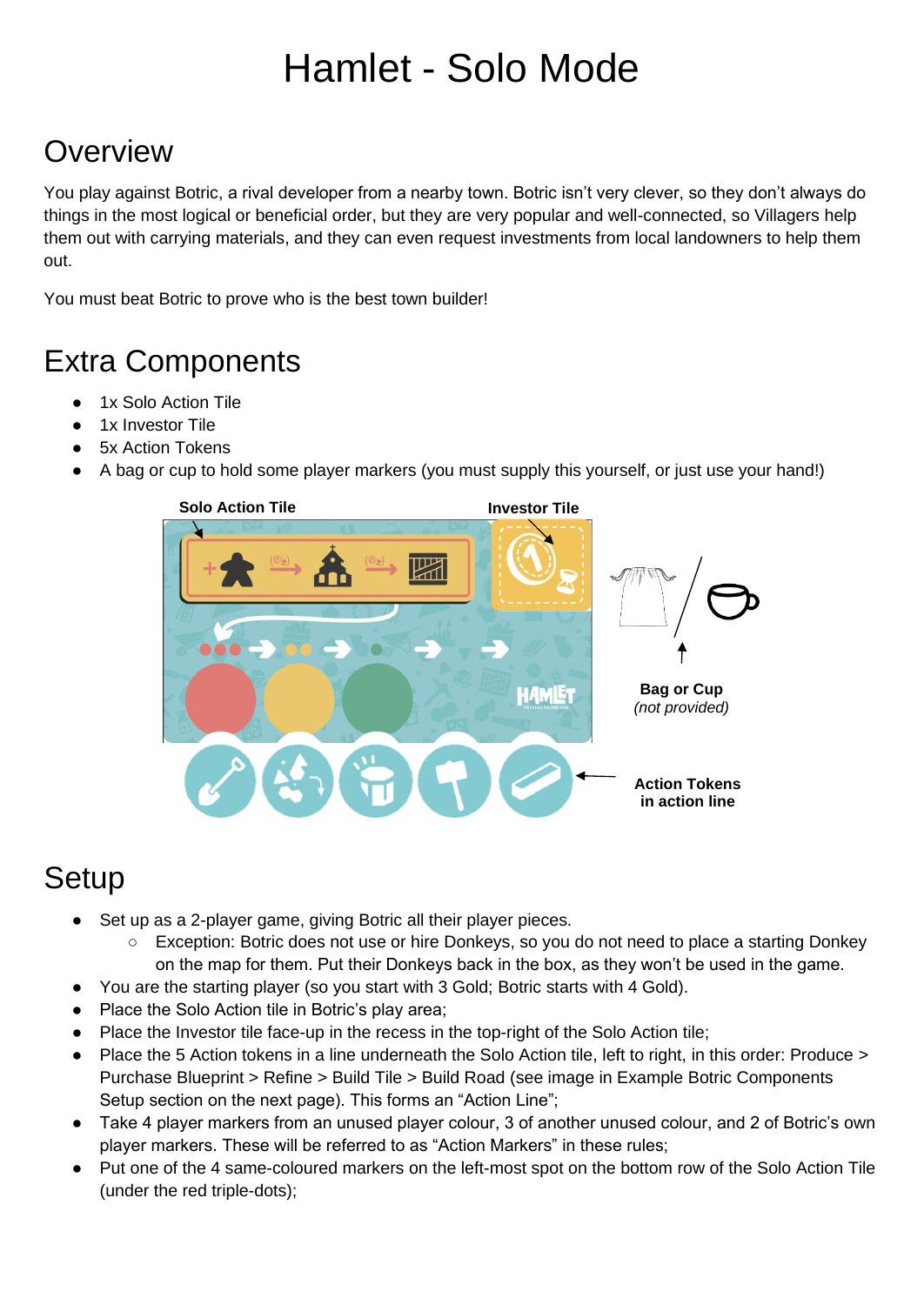# Hamlet - Solo Mode

## Overview

You play against Botric, a rival developer from a nearby town. Botric isn't very clever, so they don't always do things in the most logical or beneficial order, but they are very popular and well-connected, so Villagers help them out with carrying materials, and they can even request investments from local landowners to help them out.

You must beat Botric to prove who is the best town builder!

## Extra Components

- 1x Solo Action Tile
- 1x Investor Tile
- 5x Action Tokens
- A bag or cup to hold some player markers (you must supply this yourself, or just use your hand!)

**Solo Action Tile** **Investor Tile**

**Bag or Cup**
*(not provided)*

**Action Tokens in action line**

## Setup

- Set up as a 2-player game, giving Botric all their player pieces.
  - Exception: Botric does not use or hire Donkeys, so you do not need to place a starting Donkey on the map for them. Put their Donkeys back in the box, as they won't be used in the game.
- You are the starting player (so you start with 3 Gold; Botric starts with 4 Gold).
- Place the Solo Action tile in Botric's play area;
- Place the Investor tile face-up in the recess in the top-right of the Solo Action tile;
- Place the 5 Action tokens in a line underneath the Solo Action tile, left to right, in this order: Produce > Purchase Blueprint > Refine > Build Tile > Build Road (see image in Example Botric Components Setup section on the next page). This forms an "Action Line";
- Take 4 player markers from an unused player colour, 3 of another unused colour, and 2 of Botric's own player markers. These will be referred to as "Action Markers" in these rules;
- Put one of the 4 same-coloured markers on the left-most spot on the bottom row of the Solo Action Tile (under the red triple-dots);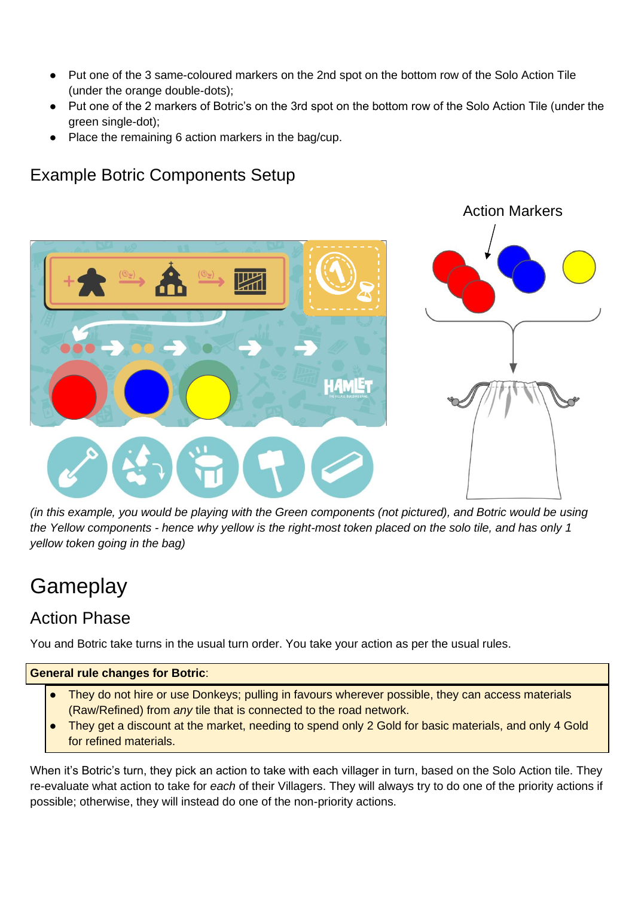- Put one of the 3 same-coloured markers on the 2nd spot on the bottom row of the Solo Action Tile (under the orange double-dots);
- Put one of the 2 markers of Botric's on the 3rd spot on the bottom row of the Solo Action Tile (under the green single-dot);
- Place the remaining 6 action markers in the bag/cup.

## Example Botric Components Setup

Action Markers

*(in this example, you would be playing with the Green components (not pictured), and Botric would be using the Yellow components - hence why yellow is the right-most token placed on the solo tile, and has only 1 yellow token going in the bag)*

# Gameplay

## Action Phase

You and Botric take turns in the usual turn order. You take your action as per the usual rules.

**General rule changes for Botric**:

- They do not hire or use Donkeys; pulling in favours wherever possible, they can access materials (Raw/Refined) from *any* tile that is connected to the road network.
- They get a discount at the market, needing to spend only 2 Gold for basic materials, and only 4 Gold for refined materials.

When it's Botric's turn, they pick an action to take with each villager in turn, based on the Solo Action tile. They re-evaluate what action to take for *each* of their Villagers. They will always try to do one of the priority actions if possible; otherwise, they will instead do one of the non-priority actions.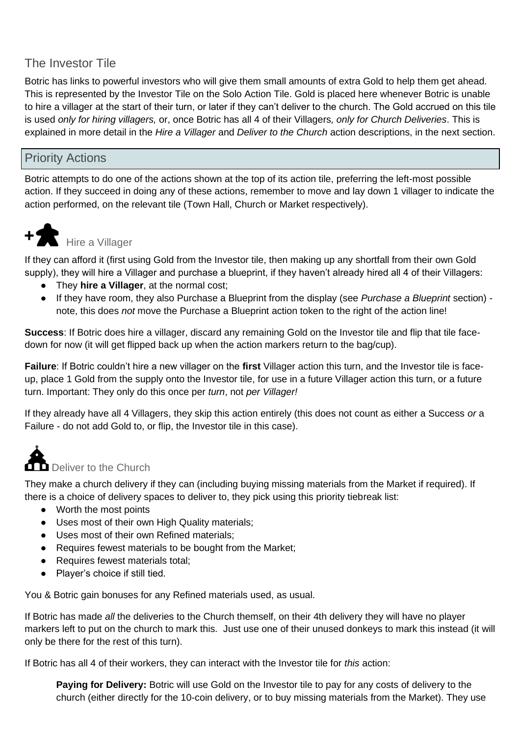## The Investor Tile

Botric has links to powerful investors who will give them small amounts of extra Gold to help them get ahead. This is represented by the Investor Tile on the Solo Action Tile. Gold is placed here whenever Botric is unable to hire a villager at the start of their turn, or later if they can't deliver to the church. The Gold accrued on this tile is used *only for hiring villagers,* or, once Botric has all 4 of their Villagers*, only for Church Deliveries*. This is explained in more detail in the *Hire a Villager* and *Deliver to the Church* action descriptions, in the next section.

## Priority Actions

Botric attempts to do one of the actions shown at the top of its action tile, preferring the left-most possible action. If they succeed in doing any of these actions, remember to move and lay down 1 villager to indicate the action performed, on the relevant tile (Town Hall, Church or Market respectively).

### Hire a Villager

If they can afford it (first using Gold from the Investor tile, then making up any shortfall from their own Gold supply), they will hire a Villager and purchase a blueprint, if they haven't already hired all 4 of their Villagers:

- They **hire a Villager**, at the normal cost;
- If they have room, they also Purchase a Blueprint from the display (see *Purchase a Blueprint* section) - note, this does *not* move the Purchase a Blueprint action token to the right of the action line!

**Success**: If Botric does hire a villager, discard any remaining Gold on the Investor tile and flip that tile face-down for now (it will get flipped back up when the action markers return to the bag/cup).

**Failure**: If Botric couldn't hire a new villager on the **first** Villager action this turn, and the Investor tile is face-up, place 1 Gold from the supply onto the Investor tile, for use in a future Villager action this turn, or a future turn. Important: They only do this once per *turn*, not *per Villager!*

If they already have all 4 Villagers, they skip this action entirely (this does not count as either a Success *or* a Failure - do not add Gold to, or flip, the Investor tile in this case).

### Deliver to the Church

They make a church delivery if they can (including buying missing materials from the Market if required). If there is a choice of delivery spaces to deliver to, they pick using this priority tiebreak list:

- Worth the most points
- Uses most of their own High Quality materials;
- Uses most of their own Refined materials;
- Requires fewest materials to be bought from the Market;
- Requires fewest materials total;
- Player's choice if still tied.

You & Botric gain bonuses for any Refined materials used, as usual.

If Botric has made *all* the deliveries to the Church themself, on their 4th delivery they will have no player markers left to put on the church to mark this. Just use one of their unused donkeys to mark this instead (it will only be there for the rest of this turn).

If Botric has all 4 of their workers, they can interact with the Investor tile for *this* action:

> **Paying for Delivery:** Botric will use Gold on the Investor tile to pay for any costs of delivery to the church (either directly for the 10-coin delivery, or to buy missing materials from the Market). They use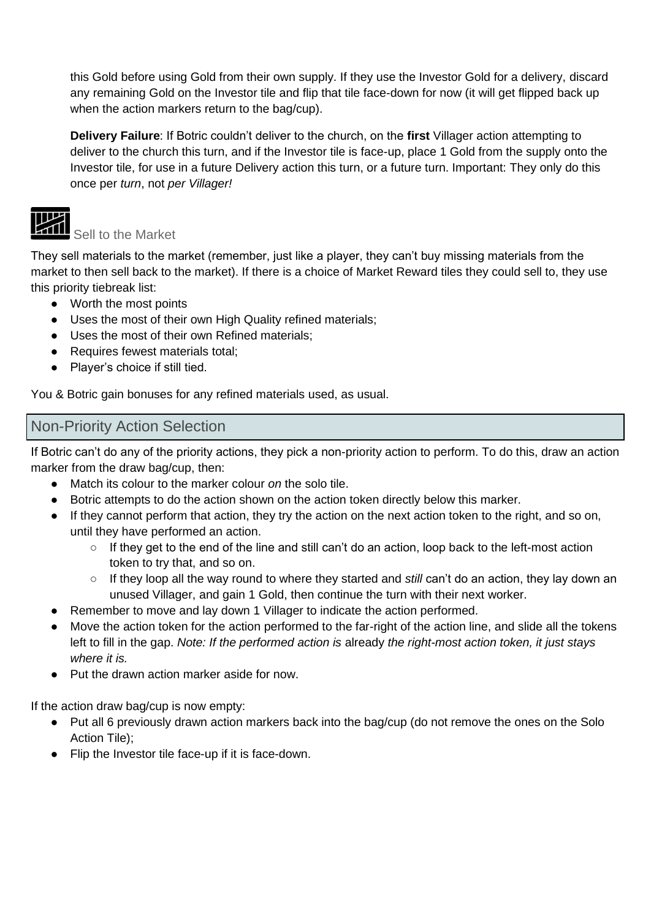this Gold before using Gold from their own supply. If they use the Investor Gold for a delivery, discard any remaining Gold on the Investor tile and flip that tile face-down for now (it will get flipped back up when the action markers return to the bag/cup).

**Delivery Failure**: If Botric couldn't deliver to the church, on the **first** Villager action attempting to deliver to the church this turn, and if the Investor tile is face-up, place 1 Gold from the supply onto the Investor tile, for use in a future Delivery action this turn, or a future turn. Important: They only do this once per *turn*, not *per Villager!*

### Sell to the Market

They sell materials to the market (remember, just like a player, they can't buy missing materials from the market to then sell back to the market). If there is a choice of Market Reward tiles they could sell to, they use this priority tiebreak list:

- Worth the most points
- Uses the most of their own High Quality refined materials;
- Uses the most of their own Refined materials;
- Requires fewest materials total;
- Player's choice if still tied.

You & Botric gain bonuses for any refined materials used, as usual.

## Non-Priority Action Selection

If Botric can't do any of the priority actions, they pick a non-priority action to perform. To do this, draw an action marker from the draw bag/cup, then:

- Match its colour to the marker colour *on* the solo tile.
- Botric attempts to do the action shown on the action token directly below this marker.
- If they cannot perform that action, they try the action on the next action token to the right, and so on, until they have performed an action.
  - If they get to the end of the line and still can't do an action, loop back to the left-most action token to try that, and so on.
  - If they loop all the way round to where they started and *still* can't do an action, they lay down an unused Villager, and gain 1 Gold, then continue the turn with their next worker.
- Remember to move and lay down 1 Villager to indicate the action performed.
- Move the action token for the action performed to the far-right of the action line, and slide all the tokens left to fill in the gap. *Note: If the performed action is* already *the right-most action token, it just stays where it is.*
- Put the drawn action marker aside for now.

If the action draw bag/cup is now empty:

- Put all 6 previously drawn action markers back into the bag/cup (do not remove the ones on the Solo Action Tile);
- Flip the Investor tile face-up if it is face-down.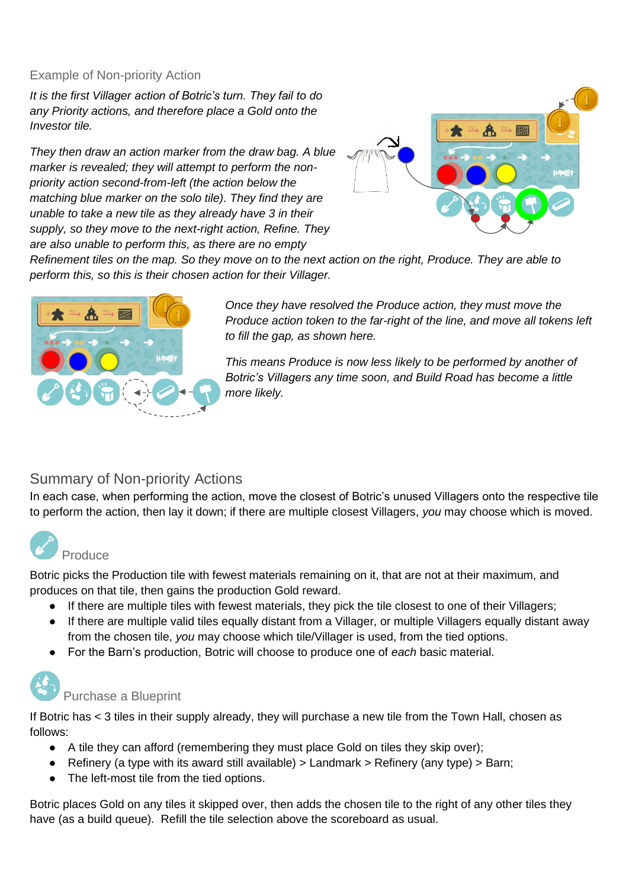## Example of Non-priority Action

*It is the first Villager action of Botric's turn. They fail to do any Priority actions, and therefore place a Gold onto the Investor tile.*

*They then draw an action marker from the draw bag. A blue marker is revealed; they will attempt to perform the non-priority action second-from-left (the action below the matching blue marker on the solo tile). They find they are unable to take a new tile as they already have 3 in their supply, so they move to the next-right action, Refine. They are also unable to perform this, as there are no empty Refinement tiles on the map. So they move on to the next action on the right, Produce. They are able to perform this, so this is their chosen action for their Villager.*

*Once they have resolved the Produce action, they must move the Produce action token to the far-right of the line, and move all tokens left to fill the gap, as shown here.*

*This means Produce is now less likely to be performed by another of Botric's Villagers any time soon, and Build Road has become a little more likely.*

## Summary of Non-priority Actions

In each case, when performing the action, move the closest of Botric's unused Villagers onto the respective tile to perform the action, then lay it down; if there are multiple closest Villagers, *you* may choose which is moved.

### Produce

Botric picks the Production tile with fewest materials remaining on it, that are not at their maximum, and produces on that tile, then gains the production Gold reward.

- If there are multiple tiles with fewest materials, they pick the tile closest to one of their Villagers;
- If there are multiple valid tiles equally distant from a Villager, or multiple Villagers equally distant away from the chosen tile, *you* may choose which tile/Villager is used, from the tied options.
- For the Barn's production, Botric will choose to produce one of *each* basic material.

### Purchase a Blueprint

If Botric has < 3 tiles in their supply already, they will purchase a new tile from the Town Hall, chosen as follows:

- A tile they can afford (remembering they must place Gold on tiles they skip over);
- Refinery (a type with its award still available) > Landmark > Refinery (any type) > Barn;
- The left-most tile from the tied options.

Botric places Gold on any tiles it skipped over, then adds the chosen tile to the right of any other tiles they have (as a build queue). Refill the tile selection above the scoreboard as usual.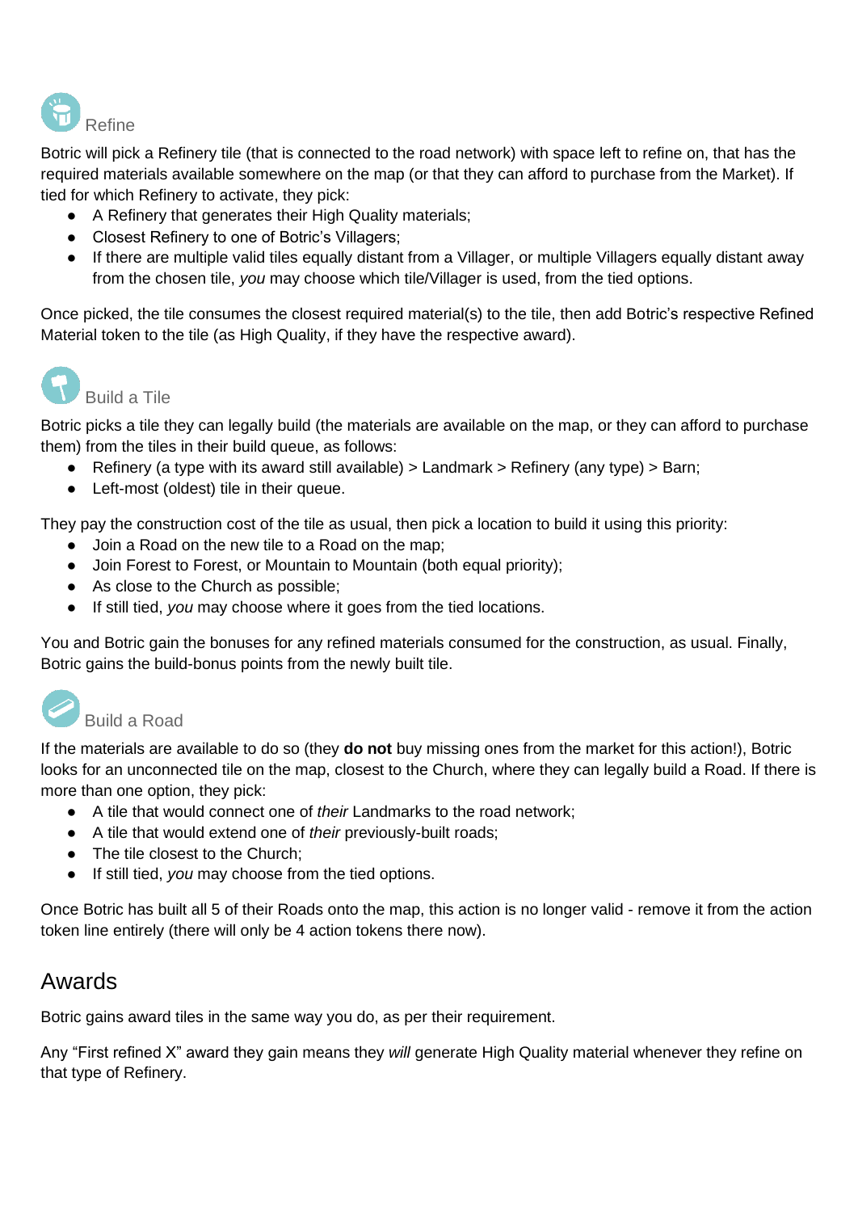### Refine

Botric will pick a Refinery tile (that is connected to the road network) with space left to refine on, that has the required materials available somewhere on the map (or that they can afford to purchase from the Market). If tied for which Refinery to activate, they pick:

- A Refinery that generates their High Quality materials;
- Closest Refinery to one of Botric's Villagers;
- If there are multiple valid tiles equally distant from a Villager, or multiple Villagers equally distant away from the chosen tile, *you* may choose which tile/Villager is used, from the tied options.

Once picked, the tile consumes the closest required material(s) to the tile, then add Botric's respective Refined Material token to the tile (as High Quality, if they have the respective award).

### Build a Tile

Botric picks a tile they can legally build (the materials are available on the map, or they can afford to purchase them) from the tiles in their build queue, as follows:

- Refinery (a type with its award still available) > Landmark > Refinery (any type) > Barn;
- Left-most (oldest) tile in their queue.

They pay the construction cost of the tile as usual, then pick a location to build it using this priority:

- Join a Road on the new tile to a Road on the map;
- Join Forest to Forest, or Mountain to Mountain (both equal priority);
- As close to the Church as possible;
- If still tied, *you* may choose where it goes from the tied locations.

You and Botric gain the bonuses for any refined materials consumed for the construction, as usual. Finally, Botric gains the build-bonus points from the newly built tile.

### Build a Road

If the materials are available to do so (they **do not** buy missing ones from the market for this action!), Botric looks for an unconnected tile on the map, closest to the Church, where they can legally build a Road. If there is more than one option, they pick:

- A tile that would connect one of *their* Landmarks to the road network;
- A tile that would extend one of *their* previously-built roads;
- The tile closest to the Church;
- If still tied, *you* may choose from the tied options.

Once Botric has built all 5 of their Roads onto the map, this action is no longer valid - remove it from the action token line entirely (there will only be 4 action tokens there now).

## Awards

Botric gains award tiles in the same way you do, as per their requirement.

Any "First refined X" award they gain means they *will* generate High Quality material whenever they refine on that type of Refinery.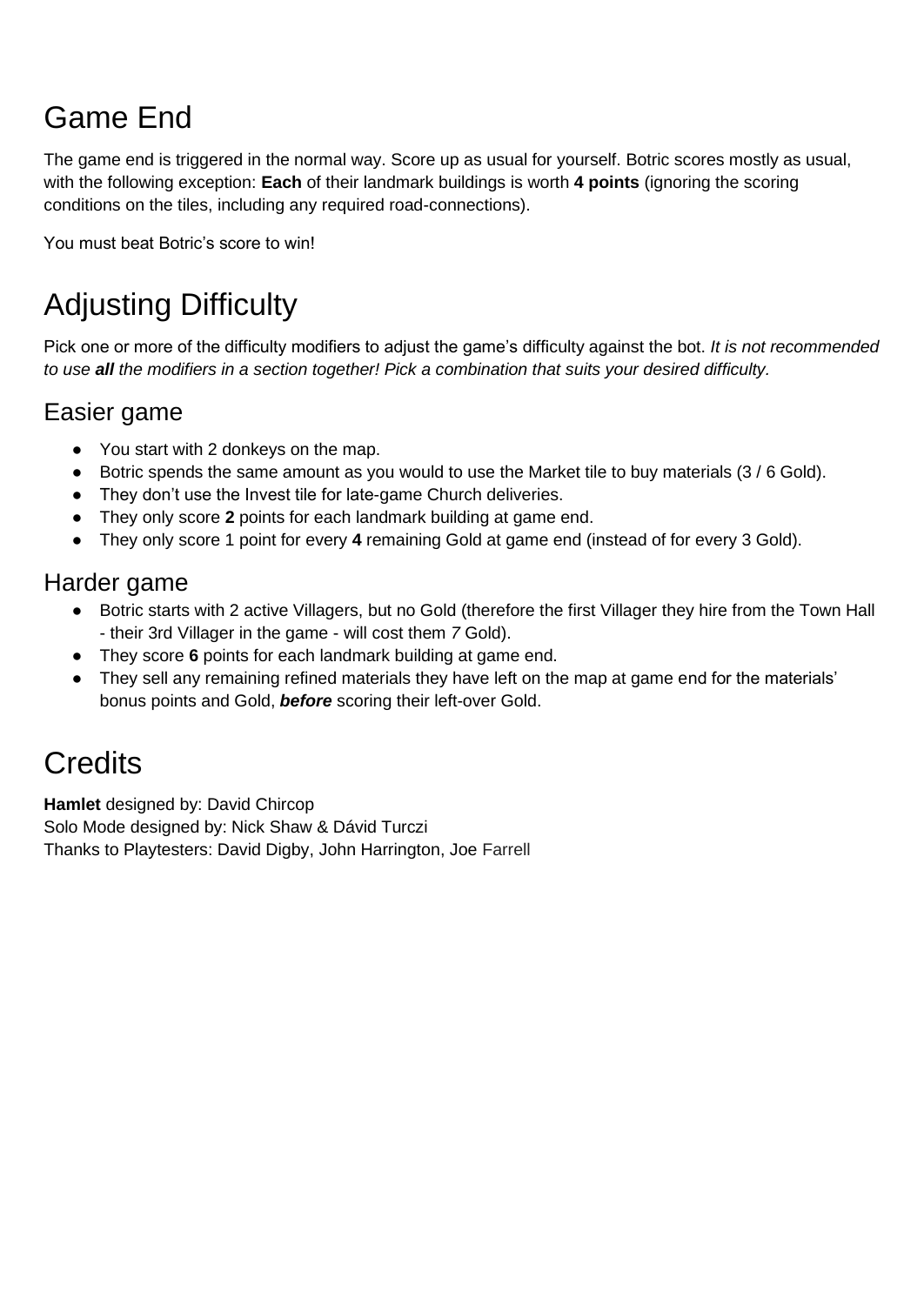# Game End

The game end is triggered in the normal way. Score up as usual for yourself. Botric scores mostly as usual, with the following exception: **Each** of their landmark buildings is worth **4 points** (ignoring the scoring conditions on the tiles, including any required road-connections).

You must beat Botric's score to win!

# Adjusting Difficulty

Pick one or more of the difficulty modifiers to adjust the game's difficulty against the bot. *It is not recommended to use **all** the modifiers in a section together! Pick a combination that suits your desired difficulty.*

## Easier game

- You start with 2 donkeys on the map.
- Botric spends the same amount as you would to use the Market tile to buy materials (3 / 6 Gold).
- They don't use the Invest tile for late-game Church deliveries.
- They only score **2** points for each landmark building at game end.
- They only score 1 point for every **4** remaining Gold at game end (instead of for every 3 Gold).

## Harder game

- Botric starts with 2 active Villagers, but no Gold (therefore the first Villager they hire from the Town Hall - their 3rd Villager in the game - will cost them *7* Gold).
- They score **6** points for each landmark building at game end.
- They sell any remaining refined materials they have left on the map at game end for the materials' bonus points and Gold, ***before*** scoring their left-over Gold.

# Credits

**Hamlet** designed by: David Chircop
Solo Mode designed by: Nick Shaw & Dávid Turczi
Thanks to Playtesters: David Digby, John Harrington, Joe Farrell